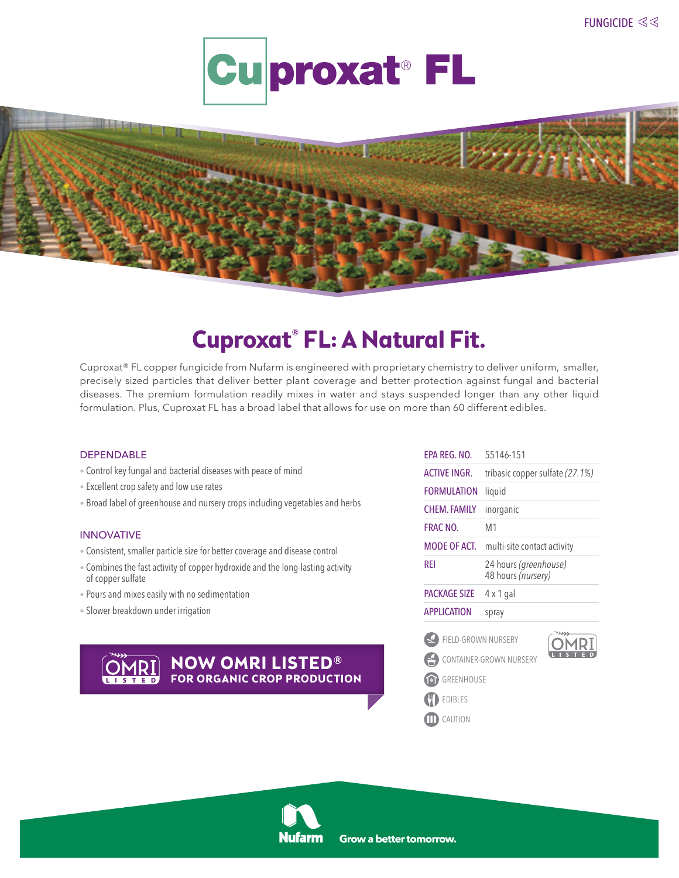FUNGICIDE

# Cuproxat® FL

## Cuproxat® FL: A Natural Fit.

Cuproxat® FL copper fungicide from Nufarm is engineered with proprietary chemistry to deliver uniform, smaller, precisely sized particles that deliver better plant coverage and better protection against fungal and bacterial diseases. The premium formulation readily mixes in water and stays suspended longer than any other liquid formulation. Plus, Cuproxat FL has a broad label that allows for use on more than 60 different edibles.

### DEPENDABLE

- Control key fungal and bacterial diseases with peace of mind
- Excellent crop safety and low use rates
- Broad label of greenhouse and nursery crops including vegetables and herbs

### INNOVATIVE

- Consistent, smaller particle size for better coverage and disease control
- Combines the fast activity of copper hydroxide and the long-lasting activity of copper sulfate
- Pours and mixes easily with no sedimentation
- Slower breakdown under irrigation

**NOW OMRI LISTED®**
**FOR ORGANIC CROP PRODUCTION**

| | |
|---|---|
| EPA REG. NO. | 55146-151 |
| ACTIVE INGR. | tribasic copper sulfate *(27.1%)* |
| FORMULATION | liquid |
| CHEM. FAMILY | inorganic |
| FRAC NO. | M1 |
| MODE OF ACT. | multi-site contact activity |
| REI | 24 hours *(greenhouse)*<br>48 hours *(nursery)* |
| PACKAGE SIZE | 4 x 1 gal |
| APPLICATION | spray |

- FIELD-GROWN NURSERY
- CONTAINER-GROWN NURSERY
- GREENHOUSE
- EDIBLES
- CAUTION

OMRI LISTED

Nufarm — Grow a better tomorrow.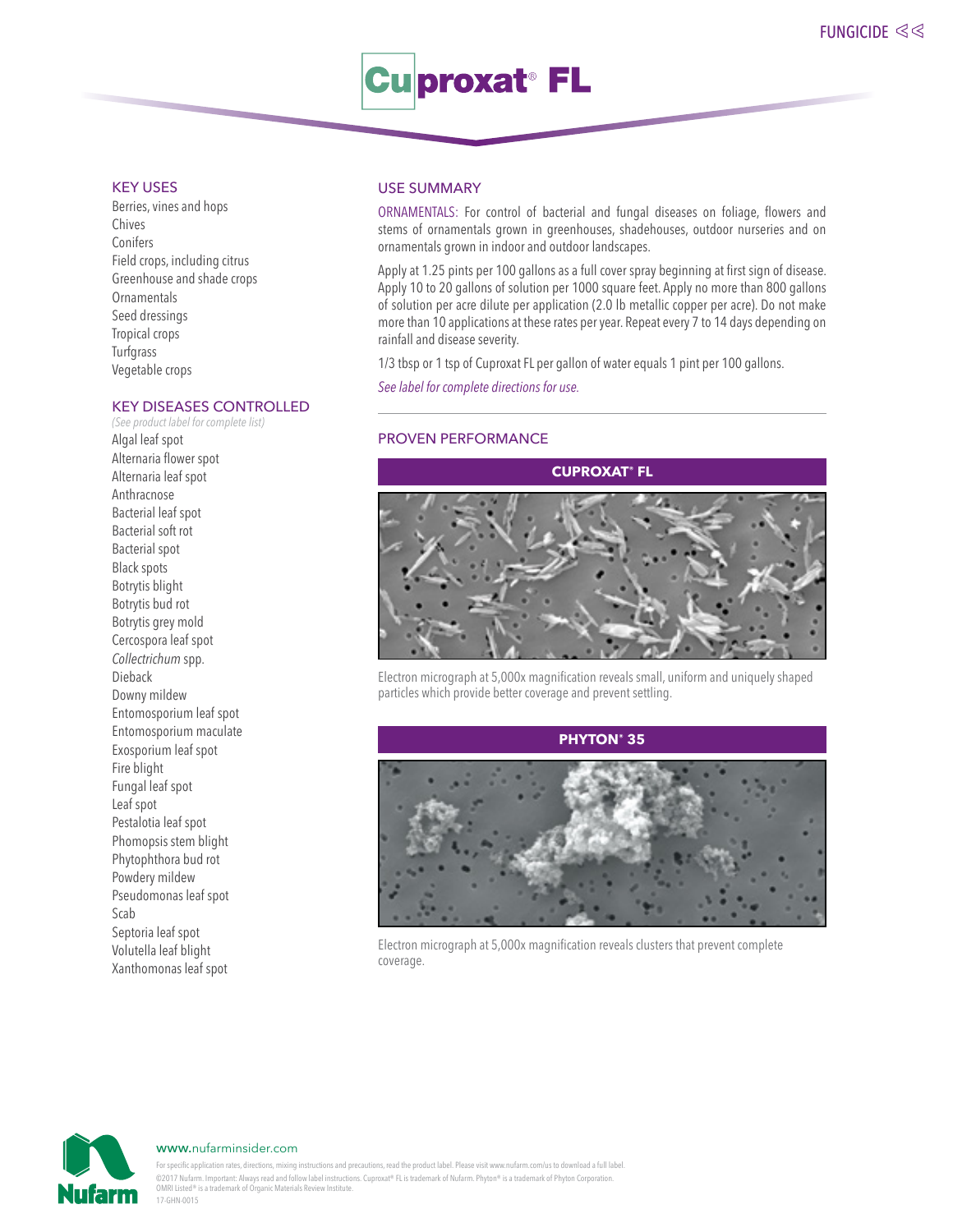FUNGICIDE

# Cuproxat® FL

## KEY USES

- Berries, vines and hops
- Chives
- Conifers
- Field crops, including citrus
- Greenhouse and shade crops
- Ornamentals
- Seed dressings
- Tropical crops
- Turfgrass
- Vegetable crops

## KEY DISEASES CONTROLLED

*(See product label for complete list)*

- Algal leaf spot
- Alternaria flower spot
- Alternaria leaf spot
- Anthracnose
- Bacterial leaf spot
- Bacterial soft rot
- Bacterial spot
- Black spots
- Botrytis blight
- Botrytis bud rot
- Botrytis grey mold
- Cercospora leaf spot
- *Collectrichum* spp.
- Dieback
- Downy mildew
- Entomosporium leaf spot
- Entomosporium maculate
- Exosporium leaf spot
- Fire blight
- Fungal leaf spot
- Leaf spot
- Pestalotia leaf spot
- Phomopsis stem blight
- Phytophthora bud rot
- Powdery mildew
- Pseudomonas leaf spot
- Scab
- Septoria leaf spot
- Volutella leaf blight
- Xanthomonas leaf spot

## USE SUMMARY

ORNAMENTALS: For control of bacterial and fungal diseases on foliage, flowers and stems of ornamentals grown in greenhouses, shadehouses, outdoor nurseries and on ornamentals grown in indoor and outdoor landscapes.

Apply at 1.25 pints per 100 gallons as a full cover spray beginning at first sign of disease. Apply 10 to 20 gallons of solution per 1000 square feet. Apply no more than 800 gallons of solution per acre dilute per application (2.0 lb metallic copper per acre). Do not make more than 10 applications at these rates per year. Repeat every 7 to 14 days depending on rainfall and disease severity.

1/3 tbsp or 1 tsp of Cuproxat FL per gallon of water equals 1 pint per 100 gallons.

*See label for complete directions for use.*

## PROVEN PERFORMANCE

**CUPROXAT® FL**

Electron micrograph at 5,000x magnification reveals small, uniform and uniquely shaped particles which provide better coverage and prevent settling.

**PHYTON® 35**

Electron micrograph at 5,000x magnification reveals clusters that prevent complete coverage.

Nufarm

www.nufarminsider.com

For specific application rates, directions, mixing instructions and precautions, read the product label. Please visit www.nufarm.com/us to download a full label.
©2017 Nufarm. Important: Always read and follow label instructions. Cuproxat® FL is trademark of Nufarm. Phyton® is a trademark of Phyton Corporation.
OMRI Listed® is a trademark of Organic Materials Review Institute.
17-GHN-0015